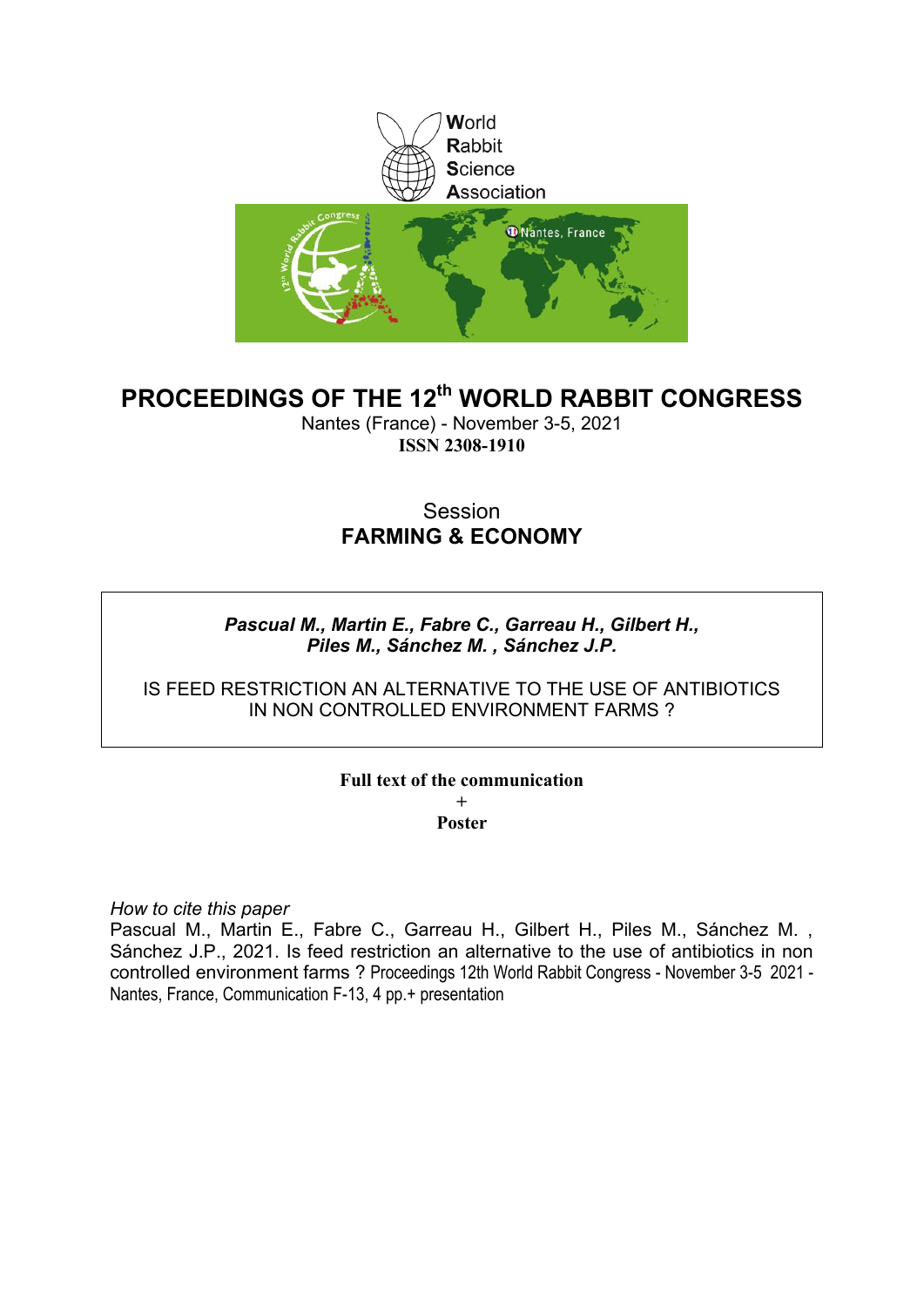World
Rabbit
Science
Association

# PROCEEDINGS OF THE 12th WORLD RABBIT CONGRESS

Nantes (France) - November 3-5, 2021
**ISSN 2308-1910**

## Session
## FARMING & ECONOMY

***Pascual M., Martin E., Fabre C., Garreau H., Gilbert H., Piles M., Sánchez M. , Sánchez J.P.***

IS FEED RESTRICTION AN ALTERNATIVE TO THE USE OF ANTIBIOTICS IN NON CONTROLLED ENVIRONMENT FARMS ?

**Full text of the communication**
+
**Poster**

*How to cite this paper*
Pascual M., Martin E., Fabre C., Garreau H., Gilbert H., Piles M., Sánchez M. , Sánchez J.P., 2021. Is feed restriction an alternative to the use of antibiotics in non controlled environment farms ? Proceedings 12th World Rabbit Congress - November 3-5 2021 - Nantes, France, Communication F-13, 4 pp.+ presentation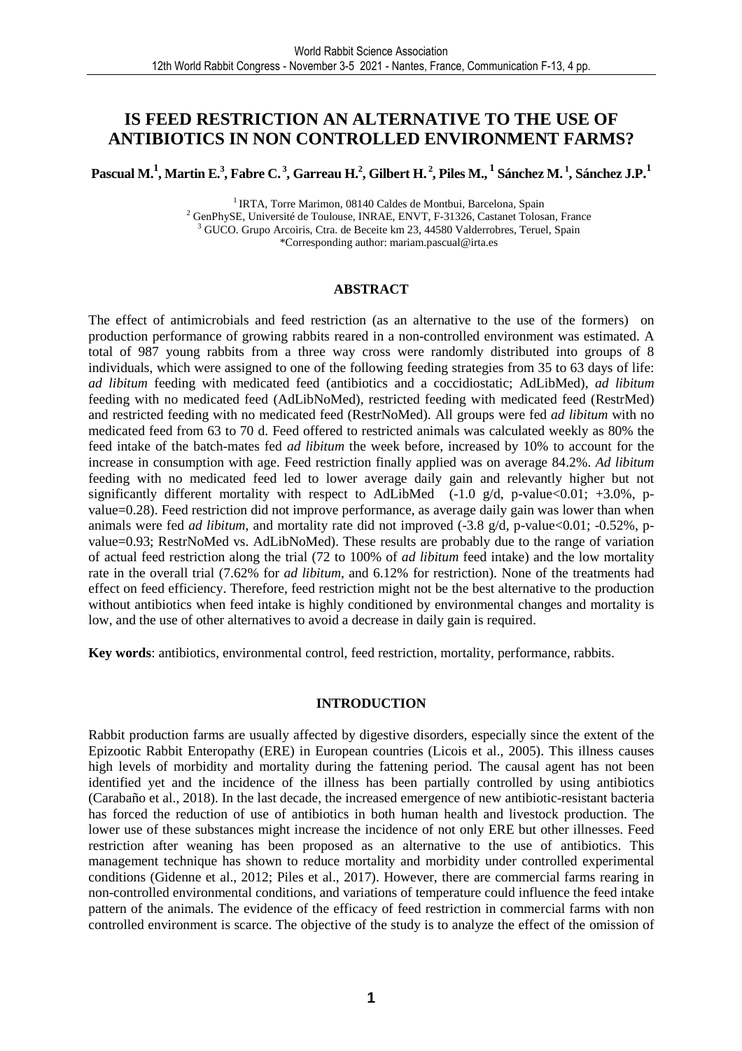# IS FEED RESTRICTION AN ALTERNATIVE TO THE USE OF ANTIBIOTICS IN NON CONTROLLED ENVIRONMENT FARMS?

**Pascual M.[1], Martin E.[3], Fabre C.[3], Garreau H.[2], Gilbert H.[2], Piles M.,[1] Sánchez M.[1], Sánchez J.P.[1]**

[1] IRTA, Torre Marimon, 08140 Caldes de Montbui, Barcelona, Spain
[2] GenPhySE, Université de Toulouse, INRAE, ENVT, F-31326, Castanet Tolosan, France
[3] GUCO. Grupo Arcoiris, Ctra. de Beceite km 23, 44580 Valderrobres, Teruel, Spain
*Corresponding author: mariam.pascual@irta.es

## ABSTRACT

The effect of antimicrobials and feed restriction (as an alternative to the use of the formers) on production performance of growing rabbits reared in a non-controlled environment was estimated. A total of 987 young rabbits from a three way cross were randomly distributed into groups of 8 individuals, which were assigned to one of the following feeding strategies from 35 to 63 days of life: *ad libitum* feeding with medicated feed (antibiotics and a coccidiostatic; AdLibMed), *ad libitum* feeding with no medicated feed (AdLibNoMed), restricted feeding with medicated feed (RestrMed) and restricted feeding with no medicated feed (RestrNoMed). All groups were fed *ad libitum* with no medicated feed from 63 to 70 d. Feed offered to restricted animals was calculated weekly as 80% the feed intake of the batch-mates fed *ad libitum* the week before, increased by 10% to account for the increase in consumption with age. Feed restriction finally applied was on average 84.2%. *Ad libitum* feeding with no medicated feed led to lower average daily gain and relevantly higher but not significantly different mortality with respect to AdLibMed (-1.0 g/d, p-value<0.01; +3.0%, p-value=0.28). Feed restriction did not improve performance, as average daily gain was lower than when animals were fed *ad libitum*, and mortality rate did not improved (-3.8 g/d, p-value<0.01; -0.52%, p-value=0.93; RestrNoMed vs. AdLibNoMed). These results are probably due to the range of variation of actual feed restriction along the trial (72 to 100% of *ad libitum* feed intake) and the low mortality rate in the overall trial (7.62% for *ad libitum*, and 6.12% for restriction). None of the treatments had effect on feed efficiency. Therefore, feed restriction might not be the best alternative to the production without antibiotics when feed intake is highly conditioned by environmental changes and mortality is low, and the use of other alternatives to avoid a decrease in daily gain is required.

**Key words**: antibiotics, environmental control, feed restriction, mortality, performance, rabbits.

## INTRODUCTION

Rabbit production farms are usually affected by digestive disorders, especially since the extent of the Epizootic Rabbit Enteropathy (ERE) in European countries (Licois et al., 2005). This illness causes high levels of morbidity and mortality during the fattening period. The causal agent has not been identified yet and the incidence of the illness has been partially controlled by using antibiotics (Carabaño et al., 2018). In the last decade, the increased emergence of new antibiotic-resistant bacteria has forced the reduction of use of antibiotics in both human health and livestock production. The lower use of these substances might increase the incidence of not only ERE but other illnesses. Feed restriction after weaning has been proposed as an alternative to the use of antibiotics. This management technique has shown to reduce mortality and morbidity under controlled experimental conditions (Gidenne et al., 2012; Piles et al., 2017). However, there are commercial farms rearing in non-controlled environmental conditions, and variations of temperature could influence the feed intake pattern of the animals. The evidence of the efficacy of feed restriction in commercial farms with non controlled environment is scarce. The objective of the study is to analyze the effect of the omission of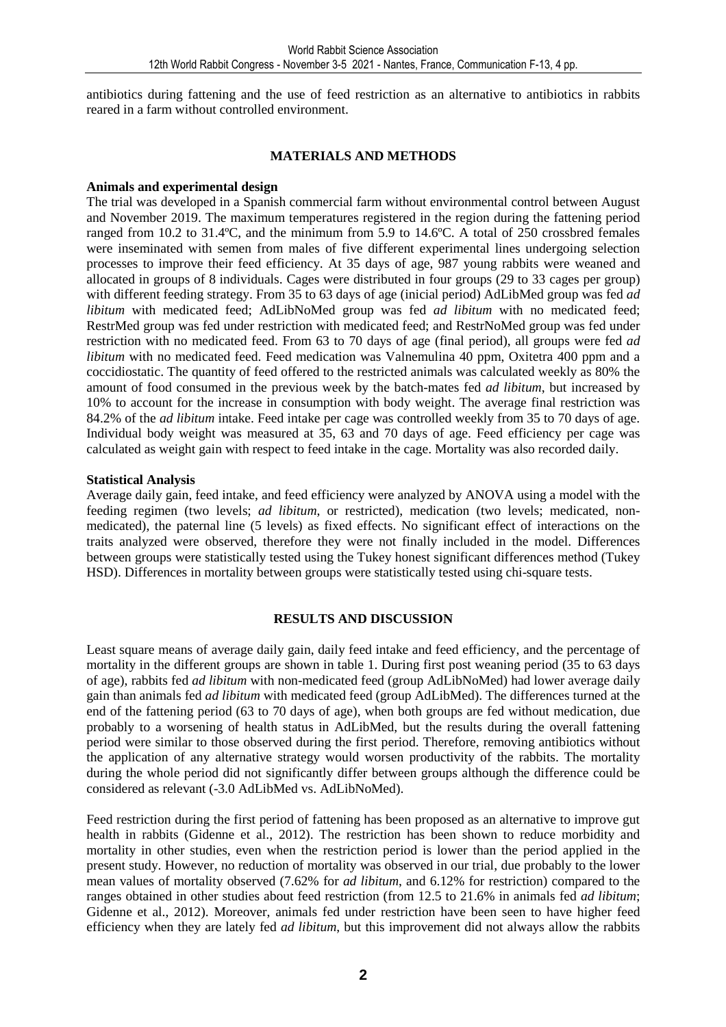antibiotics during fattening and the use of feed restriction as an alternative to antibiotics in rabbits reared in a farm without controlled environment.

## MATERIALS AND METHODS

### Animals and experimental design

The trial was developed in a Spanish commercial farm without environmental control between August and November 2019. The maximum temperatures registered in the region during the fattening period ranged from 10.2 to 31.4ºC, and the minimum from 5.9 to 14.6ºC. A total of 250 crossbred females were inseminated with semen from males of five different experimental lines undergoing selection processes to improve their feed efficiency. At 35 days of age, 987 young rabbits were weaned and allocated in groups of 8 individuals. Cages were distributed in four groups (29 to 33 cages per group) with different feeding strategy. From 35 to 63 days of age (inicial period) AdLibMed group was fed *ad libitum* with medicated feed; AdLibNoMed group was fed *ad libitum* with no medicated feed; RestrMed group was fed under restriction with medicated feed; and RestrNoMed group was fed under restriction with no medicated feed. From 63 to 70 days of age (final period), all groups were fed *ad libitum* with no medicated feed. Feed medication was Valnemulina 40 ppm, Oxitetra 400 ppm and a coccidiostatic. The quantity of feed offered to the restricted animals was calculated weekly as 80% the amount of food consumed in the previous week by the batch-mates fed *ad libitum*, but increased by 10% to account for the increase in consumption with body weight. The average final restriction was 84.2% of the *ad libitum* intake. Feed intake per cage was controlled weekly from 35 to 70 days of age. Individual body weight was measured at 35, 63 and 70 days of age. Feed efficiency per cage was calculated as weight gain with respect to feed intake in the cage. Mortality was also recorded daily.

### Statistical Analysis

Average daily gain, feed intake, and feed efficiency were analyzed by ANOVA using a model with the feeding regimen (two levels; *ad libitum*, or restricted), medication (two levels; medicated, non-medicated), the paternal line (5 levels) as fixed effects. No significant effect of interactions on the traits analyzed were observed, therefore they were not finally included in the model. Differences between groups were statistically tested using the Tukey honest significant differences method (Tukey HSD). Differences in mortality between groups were statistically tested using chi-square tests.

## RESULTS AND DISCUSSION

Least square means of average daily gain, daily feed intake and feed efficiency, and the percentage of mortality in the different groups are shown in table 1. During first post weaning period (35 to 63 days of age), rabbits fed *ad libitum* with non-medicated feed (group AdLibNoMed) had lower average daily gain than animals fed *ad libitum* with medicated feed (group AdLibMed). The differences turned at the end of the fattening period (63 to 70 days of age), when both groups are fed without medication, due probably to a worsening of health status in AdLibMed, but the results during the overall fattening period were similar to those observed during the first period. Therefore, removing antibiotics without the application of any alternative strategy would worsen productivity of the rabbits. The mortality during the whole period did not significantly differ between groups although the difference could be considered as relevant (-3.0 AdLibMed vs. AdLibNoMed).

Feed restriction during the first period of fattening has been proposed as an alternative to improve gut health in rabbits (Gidenne et al., 2012). The restriction has been shown to reduce morbidity and mortality in other studies, even when the restriction period is lower than the period applied in the present study. However, no reduction of mortality was observed in our trial, due probably to the lower mean values of mortality observed (7.62% for *ad libitum*, and 6.12% for restriction) compared to the ranges obtained in other studies about feed restriction (from 12.5 to 21.6% in animals fed *ad libitum*; Gidenne et al., 2012). Moreover, animals fed under restriction have been seen to have higher feed efficiency when they are lately fed *ad libitum*, but this improvement did not always allow the rabbits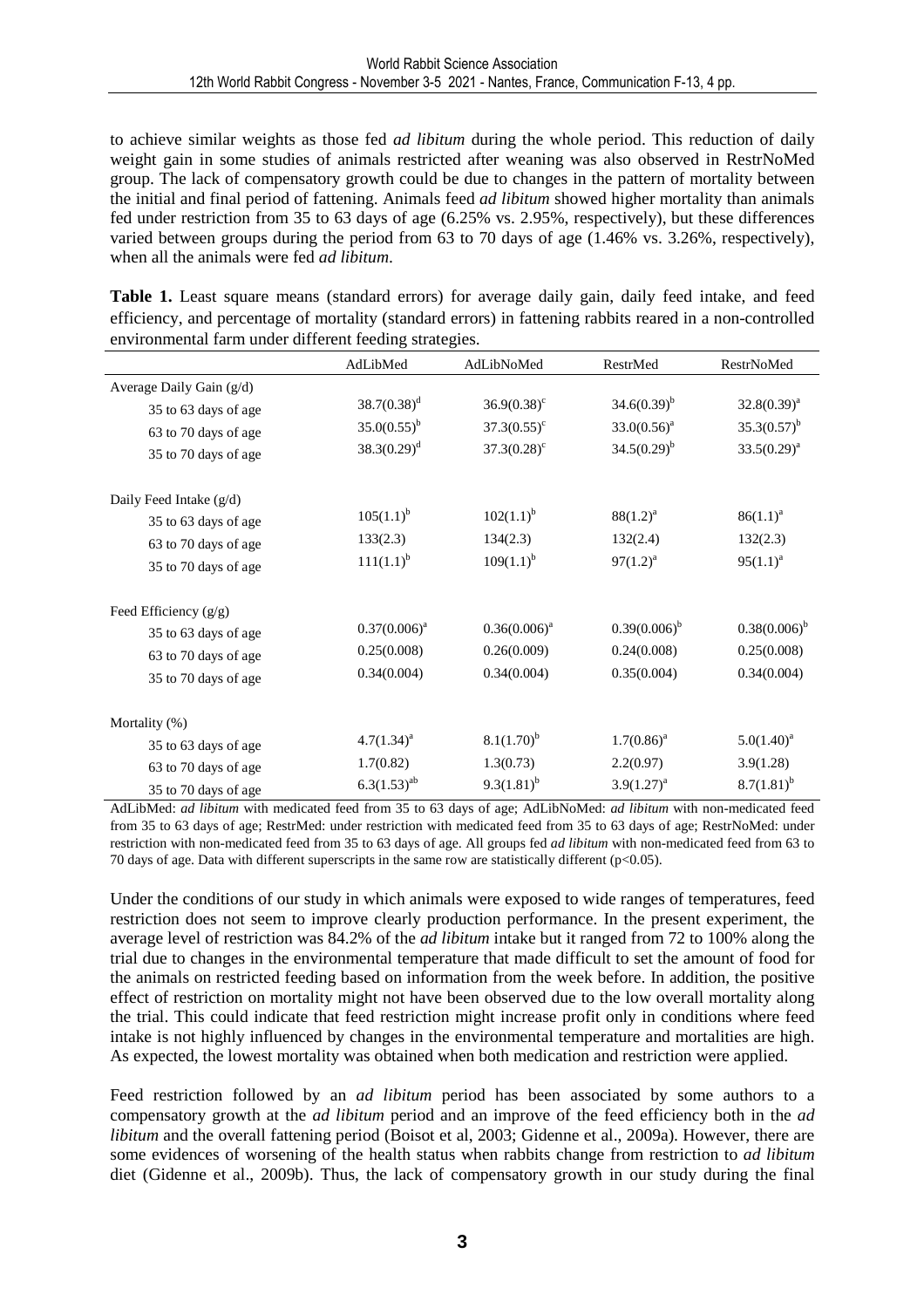to achieve similar weights as those fed *ad libitum* during the whole period. This reduction of daily weight gain in some studies of animals restricted after weaning was also observed in RestrNoMed group. The lack of compensatory growth could be due to changes in the pattern of mortality between the initial and final period of fattening. Animals feed *ad libitum* showed higher mortality than animals fed under restriction from 35 to 63 days of age (6.25% vs. 2.95%, respectively), but these differences varied between groups during the period from 63 to 70 days of age (1.46% vs. 3.26%, respectively), when all the animals were fed *ad libitum*.

**Table 1.** Least square means (standard errors) for average daily gain, daily feed intake, and feed efficiency, and percentage of mortality (standard errors) in fattening rabbits reared in a non-controlled environmental farm under different feeding strategies.

| | AdLibMed | AdLibNoMed | RestrMed | RestrNoMed |
|---|---|---|---|---|
| Average Daily Gain (g/d) | | | | |
| 35 to 63 days of age | 38.7(0.38)[d] | 36.9(0.38)[c] | 34.6(0.39)[b] | 32.8(0.39)[a] |
| 63 to 70 days of age | 35.0(0.55)[b] | 37.3(0.55)[c] | 33.0(0.56)[a] | 35.3(0.57)[b] |
| 35 to 70 days of age | 38.3(0.29)[d] | 37.3(0.28)[c] | 34.5(0.29)[b] | 33.5(0.29)[a] |
| Daily Feed Intake (g/d) | | | | |
| 35 to 63 days of age | 105(1.1)[b] | 102(1.1)[b] | 88(1.2)[a] | 86(1.1)[a] |
| 63 to 70 days of age | 133(2.3) | 134(2.3) | 132(2.4) | 132(2.3) |
| 35 to 70 days of age | 111(1.1)[b] | 109(1.1)[b] | 97(1.2)[a] | 95(1.1)[a] |
| Feed Efficiency (g/g) | | | | |
| 35 to 63 days of age | 0.37(0.006)[a] | 0.36(0.006)[a] | 0.39(0.006)[b] | 0.38(0.006)[b] |
| 63 to 70 days of age | 0.25(0.008) | 0.26(0.009) | 0.24(0.008) | 0.25(0.008) |
| 35 to 70 days of age | 0.34(0.004) | 0.34(0.004) | 0.35(0.004) | 0.34(0.004) |
| Mortality (%) | | | | |
| 35 to 63 days of age | 4.7(1.34)[a] | 8.1(1.70)[b] | 1.7(0.86)[a] | 5.0(1.40)[a] |
| 63 to 70 days of age | 1.7(0.82) | 1.3(0.73) | 2.2(0.97) | 3.9(1.28) |
| 35 to 70 days of age | 6.3(1.53)[ab] | 9.3(1.81)[b] | 3.9(1.27)[a] | 8.7(1.81)[b] |

AdLibMed: *ad libitum* with medicated feed from 35 to 63 days of age; AdLibNoMed: *ad libitum* with non-medicated feed from 35 to 63 days of age; RestrMed: under restriction with medicated feed from 35 to 63 days of age; RestrNoMed: under restriction with non-medicated feed from 35 to 63 days of age. All groups fed *ad libitum* with non-medicated feed from 63 to 70 days of age. Data with different superscripts in the same row are statistically different ($p<0.05$).

Under the conditions of our study in which animals were exposed to wide ranges of temperatures, feed restriction does not seem to improve clearly production performance. In the present experiment, the average level of restriction was 84.2% of the *ad libitum* intake but it ranged from 72 to 100% along the trial due to changes in the environmental temperature that made difficult to set the amount of food for the animals on restricted feeding based on information from the week before. In addition, the positive effect of restriction on mortality might not have been observed due to the low overall mortality along the trial. This could indicate that feed restriction might increase profit only in conditions where feed intake is not highly influenced by changes in the environmental temperature and mortalities are high. As expected, the lowest mortality was obtained when both medication and restriction were applied.

Feed restriction followed by an *ad libitum* period has been associated by some authors to a compensatory growth at the *ad libitum* period and an improve of the feed efficiency both in the *ad libitum* and the overall fattening period (Boisot et al, 2003; Gidenne et al., 2009a). However, there are some evidences of worsening of the health status when rabbits change from restriction to *ad libitum* diet (Gidenne et al., 2009b). Thus, the lack of compensatory growth in our study during the final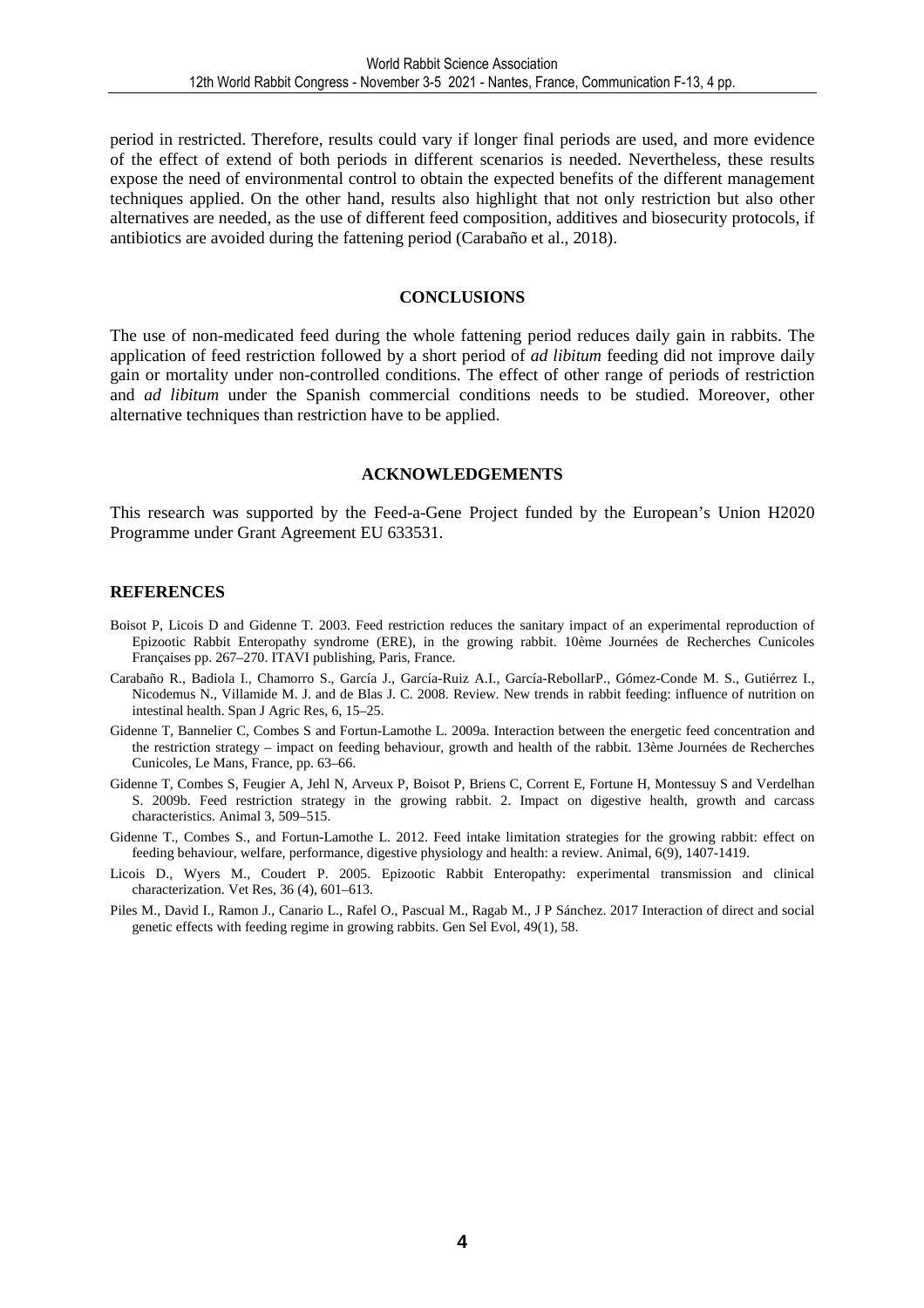period in restricted. Therefore, results could vary if longer final periods are used, and more evidence of the effect of extend of both periods in different scenarios is needed. Nevertheless, these results expose the need of environmental control to obtain the expected benefits of the different management techniques applied. On the other hand, results also highlight that not only restriction but also other alternatives are needed, as the use of different feed composition, additives and biosecurity protocols, if antibiotics are avoided during the fattening period (Carabaño et al., 2018).

## CONCLUSIONS

The use of non-medicated feed during the whole fattening period reduces daily gain in rabbits. The application of feed restriction followed by a short period of *ad libitum* feeding did not improve daily gain or mortality under non-controlled conditions. The effect of other range of periods of restriction and *ad libitum* under the Spanish commercial conditions needs to be studied. Moreover, other alternative techniques than restriction have to be applied.

## ACKNOWLEDGEMENTS

This research was supported by the Feed-a-Gene Project funded by the European's Union H2020 Programme under Grant Agreement EU 633531.

## REFERENCES

Boisot P, Licois D and Gidenne T. 2003. Feed restriction reduces the sanitary impact of an experimental reproduction of Epizootic Rabbit Enteropathy syndrome (ERE), in the growing rabbit. 10ème Journées de Recherches Cunicoles Françaises pp. 267–270. ITAVI publishing, Paris, France.

Carabaño R., Badiola I., Chamorro S., García J., García-Ruiz A.I., García-RebollarP., Gómez-Conde M. S., Gutiérrez I., Nicodemus N., Villamide M. J. and de Blas J. C. 2008. Review. New trends in rabbit feeding: influence of nutrition on intestinal health. Span J Agric Res, 6, 15–25.

Gidenne T, Bannelier C, Combes S and Fortun-Lamothe L. 2009a. Interaction between the energetic feed concentration and the restriction strategy – impact on feeding behaviour, growth and health of the rabbit. 13ème Journées de Recherches Cunicoles, Le Mans, France, pp. 63–66.

Gidenne T, Combes S, Feugier A, Jehl N, Arveux P, Boisot P, Briens C, Corrent E, Fortune H, Montessuy S and Verdelhan S. 2009b. Feed restriction strategy in the growing rabbit. 2. Impact on digestive health, growth and carcass characteristics. Animal 3, 509–515.

Gidenne T., Combes S., and Fortun-Lamothe L. 2012. Feed intake limitation strategies for the growing rabbit: effect on feeding behaviour, welfare, performance, digestive physiology and health: a review. Animal, 6(9), 1407-1419.

Licois D., Wyers M., Coudert P. 2005. Epizootic Rabbit Enteropathy: experimental transmission and clinical characterization. Vet Res, 36 (4), 601–613.

Piles M., David I., Ramon J., Canario L., Rafel O., Pascual M., Ragab M., J P Sánchez. 2017 Interaction of direct and social genetic effects with feeding regime in growing rabbits. Gen Sel Evol, 49(1), 58.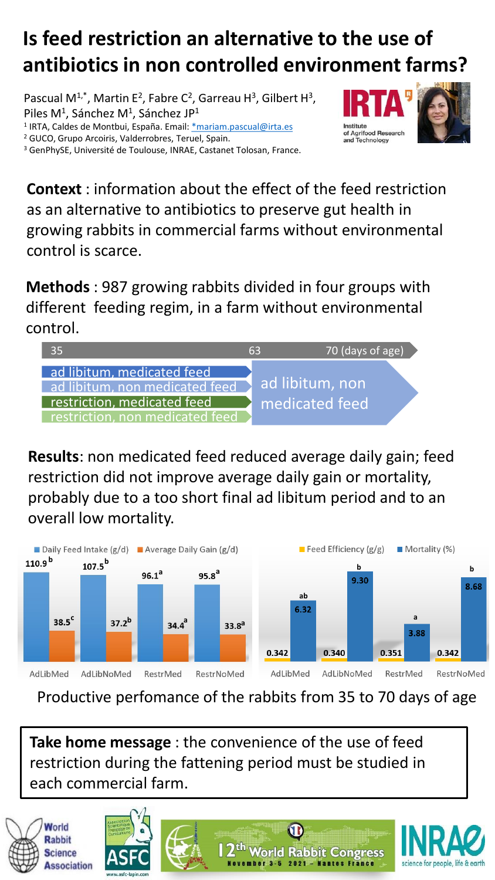# Is feed restriction an alternative to the use of antibiotics in non controlled environment farms?

Pascual M[1,*], Martin E[2], Fabre C[2], Garreau H[3], Gilbert H[3], Piles M[1], Sánchez M[1], Sánchez JP[1]

[1] IRTA, Caldes de Montbui, España. Email: *mariam.pascual@irta.es
[2] GUCO, Grupo Arcoiris, Valderrobres, Teruel, Spain.
[3] GenPhySE, Université de Toulouse, INRAE, Castanet Tolosan, France.

IRTA Institute of Agrifood Research and Technology

**Context** : information about the effect of the feed restriction as an alternative to antibiotics to preserve gut health in growing rabbits in commercial farms without environmental control is scarce.

**Methods** : 987 growing rabbits divided in four groups with different feeding regim, in a farm without environmental control.

35
63
70 (days of age)
ad libitum, medicated feed
ad libitum, non medicated feed
restriction, medicated feed
restriction, non medicated feed
ad libitum, non medicated feed

**Results**: non medicated feed reduced average daily gain; feed restriction did not improve average daily gain or mortality, probably due to a too short final ad libitum period and to an overall low mortality.

Daily Feed Intake (g/d)
Average Daily Gain (g/d)
110.9[b]
38.5[c]
107.5[b]
37.2[b]
96.1[a]
34.4[a]
95.8[a]
33.8[a]
AdLibMed
AdLibNoMed
RestrMed
RestrNoMed

Feed Efficiency (g/g)
Mortality (%)
0.342
ab 6.32
0.340
b 9.30
0.351
a 3.88
0.342
b 8.68
AdLibMed
AdLibNoMed
RestrMed
RestrNoMed

Productive perfomance of the rabbits from 35 to 70 days of age

**Take home message** : the convenience of the use of feed restriction during the fattening period must be studied in each commercial farm.

World Rabbit Science Association
ASFC
12th World Rabbit Congress November 3-5 2021 – Nantes France
INRAE science for people, life & earth